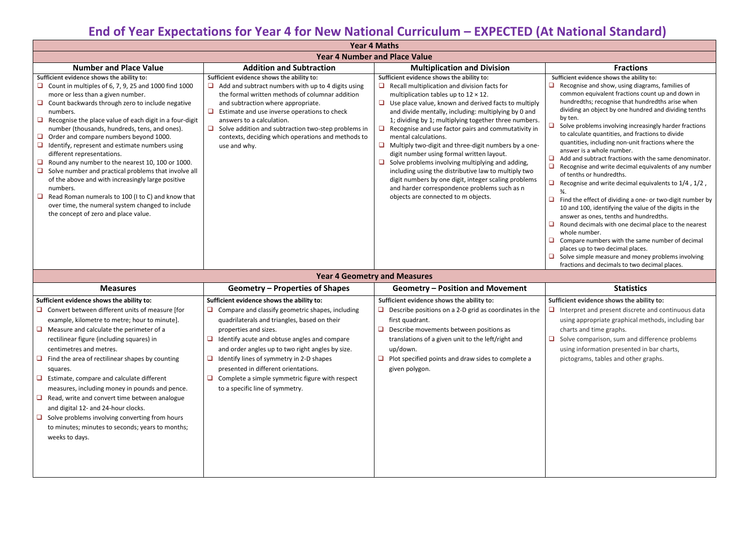# End of Year Expectations for Year 4 for New National Curriculum – EXPECTED (At National Standard)

## Year 4 Maths

### Year 4 Number and Place Value

#### Number and Place Value

Sufficient evidence shows the ability to:

- Count in multiples of 6, 7, 9, 25 and 1000 find 1000 more or less than a given number.
- Count backwards through zero to include negative numbers.
- Recognise the place value of each digit in a four-digit number (thousands, hundreds, tens, and ones).
- Order and compare numbers beyond 1000.
- Identify, represent and estimate numbers using different representations.
- Round any number to the nearest 10, 100 or 1000.
- Solve number and practical problems that involve all of the above and with increasingly large positive numbers.
- Read Roman numerals to 100 (I to C) and know that over time, the numeral system changed to include the concept of zero and place value.

#### Addition and Subtraction

Sufficient evidence shows the ability to:

- Add and subtract numbers with up to 4 digits using the formal written methods of columnar addition and subtraction where appropriate.
- Estimate and use inverse operations to check answers to a calculation.
- Solve addition and subtraction two-step problems in contexts, deciding which operations and methods to use and why.

#### Multiplication and Division

Sufficient evidence shows the ability to:

- Recall multiplication and division facts for multiplication tables up to 12 × 12.
- Use place value, known and derived facts to multiply and divide mentally, including: multiplying by 0 and 1; dividing by 1; multiplying together three numbers.
- Recognise and use factor pairs and commutativity in mental calculations.
- Multiply two-digit and three-digit numbers by a one-digit number using formal written layout.
- Solve problems involving multiplying and adding, including using the distributive law to multiply two digit numbers by one digit, integer scaling problems and harder correspondence problems such as n objects are connected to m objects.

#### Fractions

Sufficient evidence shows the ability to:

- Recognise and show, using diagrams, families of common equivalent fractions count up and down in hundredths; recognise that hundredths arise when dividing an object by one hundred and dividing tenths by ten.
- Solve problems involving increasingly harder fractions to calculate quantities, and fractions to divide quantities, including non-unit fractions where the answer is a whole number.
- Add and subtract fractions with the same denominator.
- Recognise and write decimal equivalents of any number of tenths or hundredths.
- Recognise and write decimal equivalents to 1/4 , 1/2 , ¾.
- Find the effect of dividing a one- or two-digit number by 10 and 100, identifying the value of the digits in the answer as ones, tenths and hundredths.
- Round decimals with one decimal place to the nearest whole number.
- Compare numbers with the same number of decimal places up to two decimal places.
- Solve simple measure and money problems involving fractions and decimals to two decimal places.

### Year 4 Geometry and Measures

#### Measures

Sufficient evidence shows the ability to:

- Convert between different units of measure [for example, kilometre to metre; hour to minute].
- Measure and calculate the perimeter of a rectilinear figure (including squares) in centimetres and metres.
- Find the area of rectilinear shapes by counting squares.
- Estimate, compare and calculate different measures, including money in pounds and pence.
- Read, write and convert time between analogue and digital 12- and 24-hour clocks.
- Solve problems involving converting from hours to minutes; minutes to seconds; years to months; weeks to days.

#### Geometry – Properties of Shapes

Sufficient evidence shows the ability to:

- Compare and classify geometric shapes, including quadrilaterals and triangles, based on their properties and sizes.
- Identify acute and obtuse angles and compare and order angles up to two right angles by size.
- Identify lines of symmetry in 2-D shapes presented in different orientations.
- Complete a simple symmetric figure with respect to a specific line of symmetry.

#### Geometry – Position and Movement

Sufficient evidence shows the ability to:

- Describe positions on a 2-D grid as coordinates in the first quadrant.
- Describe movements between positions as translations of a given unit to the left/right and up/down.
- Plot specified points and draw sides to complete a given polygon.

#### Statistics

Sufficient evidence shows the ability to:

- Interpret and present discrete and continuous data using appropriate graphical methods, including bar charts and time graphs.
- Solve comparison, sum and difference problems using information presented in bar charts, pictograms, tables and other graphs.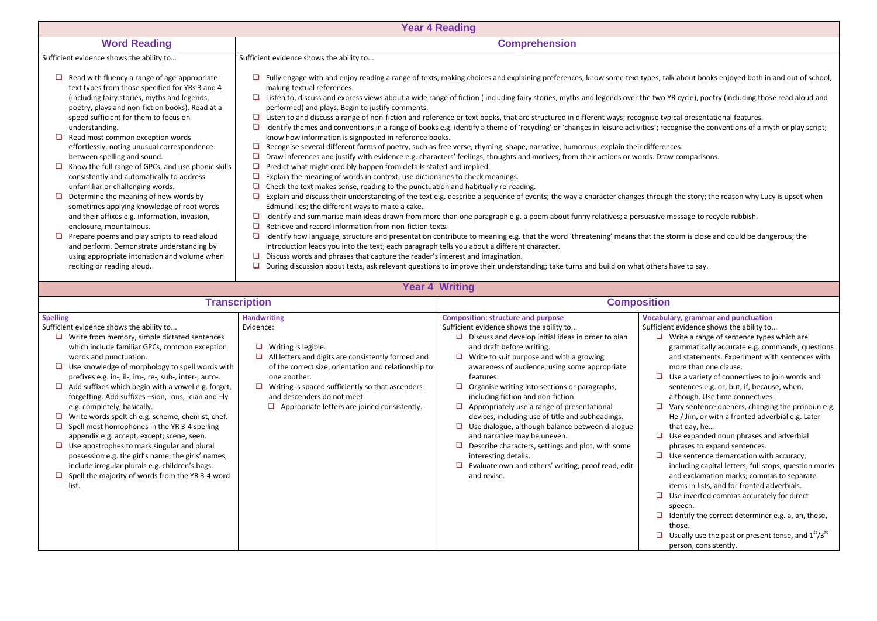# Year 4 Reading

## Word Reading

Sufficient evidence shows the ability to…

- ☐ Read with fluency a range of age-appropriate text types from those specified for YRs 3 and 4 (including fairy stories, myths and legends, poetry, plays and non-fiction books). Read at a speed sufficient for them to focus on understanding.
- ☐ Read most common exception words effortlessly, noting unusual correspondence between spelling and sound.
- ☐ Know the full range of GPCs, and use phonic skills consistently and automatically to address unfamiliar or challenging words.
- ☐ Determine the meaning of new words by sometimes applying knowledge of root words and their affixes e.g. information, invasion, enclosure, mountainous.
- ☐ Prepare poems and play scripts to read aloud and perform. Demonstrate understanding by using appropriate intonation and volume when reciting or reading aloud.

## Comprehension

Sufficient evidence shows the ability to...

- ☐ Fully engage with and enjoy reading a range of texts, making choices and explaining preferences; know some text types; talk about books enjoyed both in and out of school, making textual references.
- ☐ Listen to, discuss and express views about a wide range of fiction ( including fairy stories, myths and legends over the two YR cycle), poetry (including those read aloud and performed) and plays. Begin to justify comments.
- ☐ Listen to and discuss a range of non-fiction and reference or text books, that are structured in different ways; recognise typical presentational features.
- ☐ Identify themes and conventions in a range of books e.g. identify a theme of 'recycling' or 'changes in leisure activities'; recognise the conventions of a myth or play script; know how information is signposted in reference books.
- ☐ Recognise several different forms of poetry, such as free verse, rhyming, shape, narrative, humorous; explain their differences.
- ☐ Draw inferences and justify with evidence e.g. characters' feelings, thoughts and motives, from their actions or words. Draw comparisons.
- ☐ Predict what might credibly happen from details stated and implied.
- ☐ Explain the meaning of words in context; use dictionaries to check meanings.
- ☐ Check the text makes sense, reading to the punctuation and habitually re-reading.
- ☐ Explain and discuss their understanding of the text e.g. describe a sequence of events; the way a character changes through the story; the reason why Lucy is upset when Edmund lies; the different ways to make a cake.
- ☐ Identify and summarise main ideas drawn from more than one paragraph e.g. a poem about funny relatives; a persuasive message to recycle rubbish.
- ☐ Retrieve and record information from non-fiction texts.
- ☐ Identify how language, structure and presentation contribute to meaning e.g. that the word 'threatening' means that the storm is close and could be dangerous; the introduction leads you into the text; each paragraph tells you about a different character.
- ☐ Discuss words and phrases that capture the reader's interest and imagination.
- ☐ During discussion about texts, ask relevant questions to improve their understanding; take turns and build on what others have to say.

# Year 4 Writing

## Transcription

### Spelling

Sufficient evidence shows the ability to...

- ☐ Write from memory, simple dictated sentences which include familiar GPCs, common exception words and punctuation.
- ☐ Use knowledge of morphology to spell words with prefixes e.g. in-, il-, im-, re-, sub-, inter-, auto-.
- ☐ Add suffixes which begin with a vowel e.g. forget, forgetting. Add suffixes –sion, -ous, -cian and –ly e.g. completely, basically.
- ☐ Write words spelt ch e.g. scheme, chemist, chef.
- ☐ Spell most homophones in the YR 3-4 spelling appendix e.g. accept, except; scene, seen.
- ☐ Use apostrophes to mark singular and plural possession e.g. the girl's name; the girls' names; include irregular plurals e.g. children's bags.
- ☐ Spell the majority of words from the YR 3-4 word list.

### Handwriting

Evidence:

- ☐ Writing is legible.
- ☐ All letters and digits are consistently formed and of the correct size, orientation and relationship to one another.
- ☐ Writing is spaced sufficiently so that ascenders and descenders do not meet.
  - ☐ Appropriate letters are joined consistently.

## Composition

### Composition: structure and purpose

Sufficient evidence shows the ability to...

- ☐ Discuss and develop initial ideas in order to plan and draft before writing.
- ☐ Write to suit purpose and with a growing awareness of audience, using some appropriate features.
- ☐ Organise writing into sections or paragraphs, including fiction and non-fiction.
- ☐ Appropriately use a range of presentational devices, including use of title and subheadings.
- ☐ Use dialogue, although balance between dialogue and narrative may be uneven.
- ☐ Describe characters, settings and plot, with some interesting details.
- ☐ Evaluate own and others' writing; proof read, edit and revise.

### Vocabulary, grammar and punctuation

Sufficient evidence shows the ability to...

- ☐ Write a range of sentence types which are grammatically accurate e.g. commands, questions and statements. Experiment with sentences with more than one clause.
- ☐ Use a variety of connectives to join words and sentences e.g. or, but, if, because, when, although. Use time connectives.
- ☐ Vary sentence openers, changing the pronoun e.g. He / Jim, or with a fronted adverbial e.g. Later that day, he…
- ☐ Use expanded noun phrases and adverbial phrases to expand sentences.
- ☐ Use sentence demarcation with accuracy, including capital letters, full stops, question marks and exclamation marks; commas to separate items in lists, and for fronted adverbials.
- ☐ Use inverted commas accurately for direct speech.
- ☐ Identify the correct determiner e.g. a, an, these, those.
- ☐ Usually use the past or present tense, and $1^{st}/3^{rd}$ person, consistently.